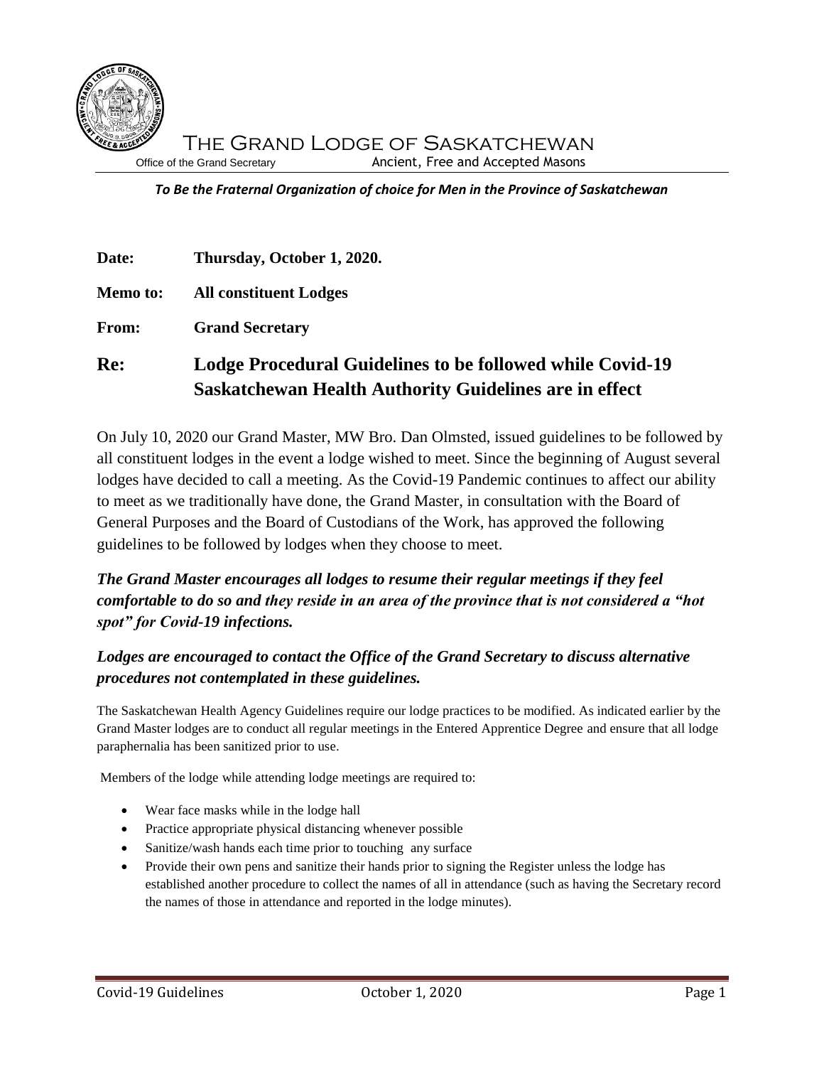# The Grand Lodge of Saskatchewan

Office of the Grand Secretary — Ancient, Free and Accepted Masons

***To Be the Fraternal Organization of choice for Men in the Province of Saskatchewan***

**Date:** **Thursday, October 1, 2020.**

**Memo to:** **All constituent Lodges**

**From:** **Grand Secretary**

## Re: Lodge Procedural Guidelines to be followed while Covid-19 Saskatchewan Health Authority Guidelines are in effect

On July 10, 2020 our Grand Master, MW Bro. Dan Olmsted, issued guidelines to be followed by all constituent lodges in the event a lodge wished to meet. Since the beginning of August several lodges have decided to call a meeting. As the Covid-19 Pandemic continues to affect our ability to meet as we traditionally have done, the Grand Master, in consultation with the Board of General Purposes and the Board of Custodians of the Work, has approved the following guidelines to be followed by lodges when they choose to meet.

***The Grand Master encourages all lodges to resume their regular meetings if they feel comfortable to do so and they reside in an area of the province that is not considered a "hot spot" for Covid-19 infections.***

***Lodges are encouraged to contact the Office of the Grand Secretary to discuss alternative procedures not contemplated in these guidelines.***

The Saskatchewan Health Agency Guidelines require our lodge practices to be modified. As indicated earlier by the Grand Master lodges are to conduct all regular meetings in the Entered Apprentice Degree and ensure that all lodge paraphernalia has been sanitized prior to use.

Members of the lodge while attending lodge meetings are required to:

- Wear face masks while in the lodge hall
- Practice appropriate physical distancing whenever possible
- Sanitize/wash hands each time prior to touching any surface
- Provide their own pens and sanitize their hands prior to signing the Register unless the lodge has established another procedure to collect the names of all in attendance (such as having the Secretary record the names of those in attendance and reported in the lodge minutes).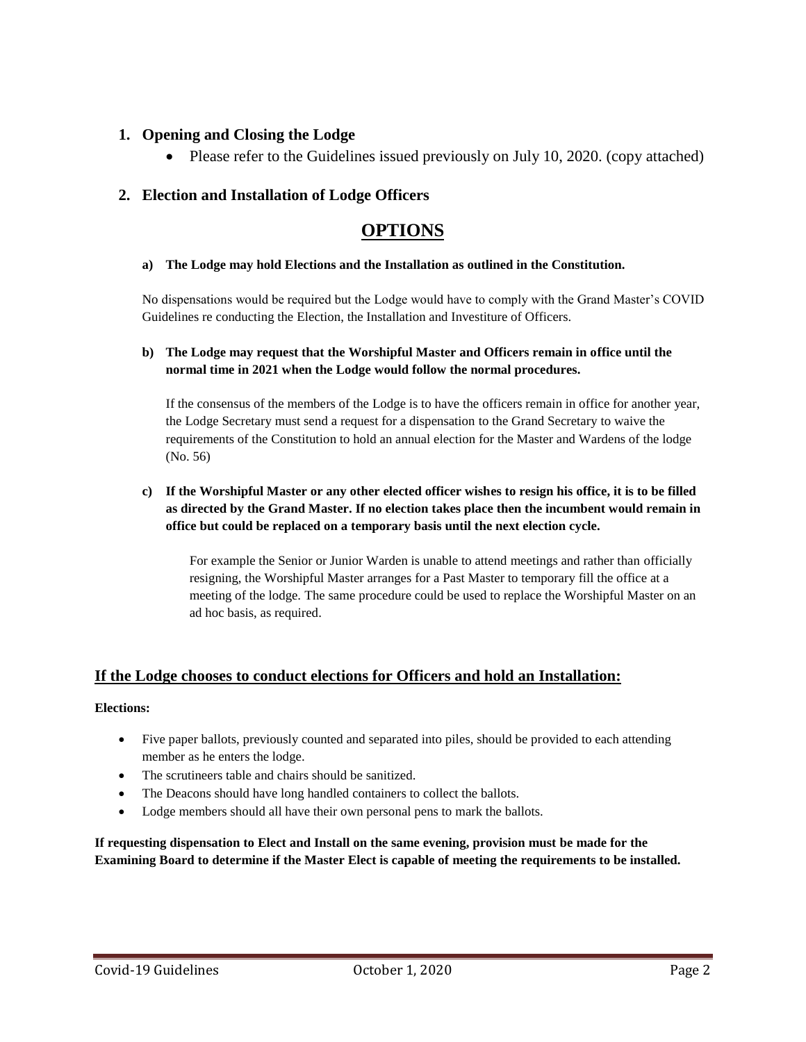## 1. Opening and Closing the Lodge

- Please refer to the Guidelines issued previously on July 10, 2020. (copy attached)

## 2. Election and Installation of Lodge Officers

# OPTIONS

**a) The Lodge may hold Elections and the Installation as outlined in the Constitution.**

No dispensations would be required but the Lodge would have to comply with the Grand Master's COVID Guidelines re conducting the Election, the Installation and Investiture of Officers.

**b) The Lodge may request that the Worshipful Master and Officers remain in office until the normal time in 2021 when the Lodge would follow the normal procedures.**

If the consensus of the members of the Lodge is to have the officers remain in office for another year, the Lodge Secretary must send a request for a dispensation to the Grand Secretary to waive the requirements of the Constitution to hold an annual election for the Master and Wardens of the lodge (No. 56)

**c) If the Worshipful Master or any other elected officer wishes to resign his office, it is to be filled as directed by the Grand Master. If no election takes place then the incumbent would remain in office but could be replaced on a temporary basis until the next election cycle.**

For example the Senior or Junior Warden is unable to attend meetings and rather than officially resigning, the Worshipful Master arranges for a Past Master to temporary fill the office at a meeting of the lodge. The same procedure could be used to replace the Worshipful Master on an ad hoc basis, as required.

## If the Lodge chooses to conduct elections for Officers and hold an Installation:

**Elections:**

- Five paper ballots, previously counted and separated into piles, should be provided to each attending member as he enters the lodge.
- The scrutineers table and chairs should be sanitized.
- The Deacons should have long handled containers to collect the ballots.
- Lodge members should all have their own personal pens to mark the ballots.

**If requesting dispensation to Elect and Install on the same evening, provision must be made for the Examining Board to determine if the Master Elect is capable of meeting the requirements to be installed.**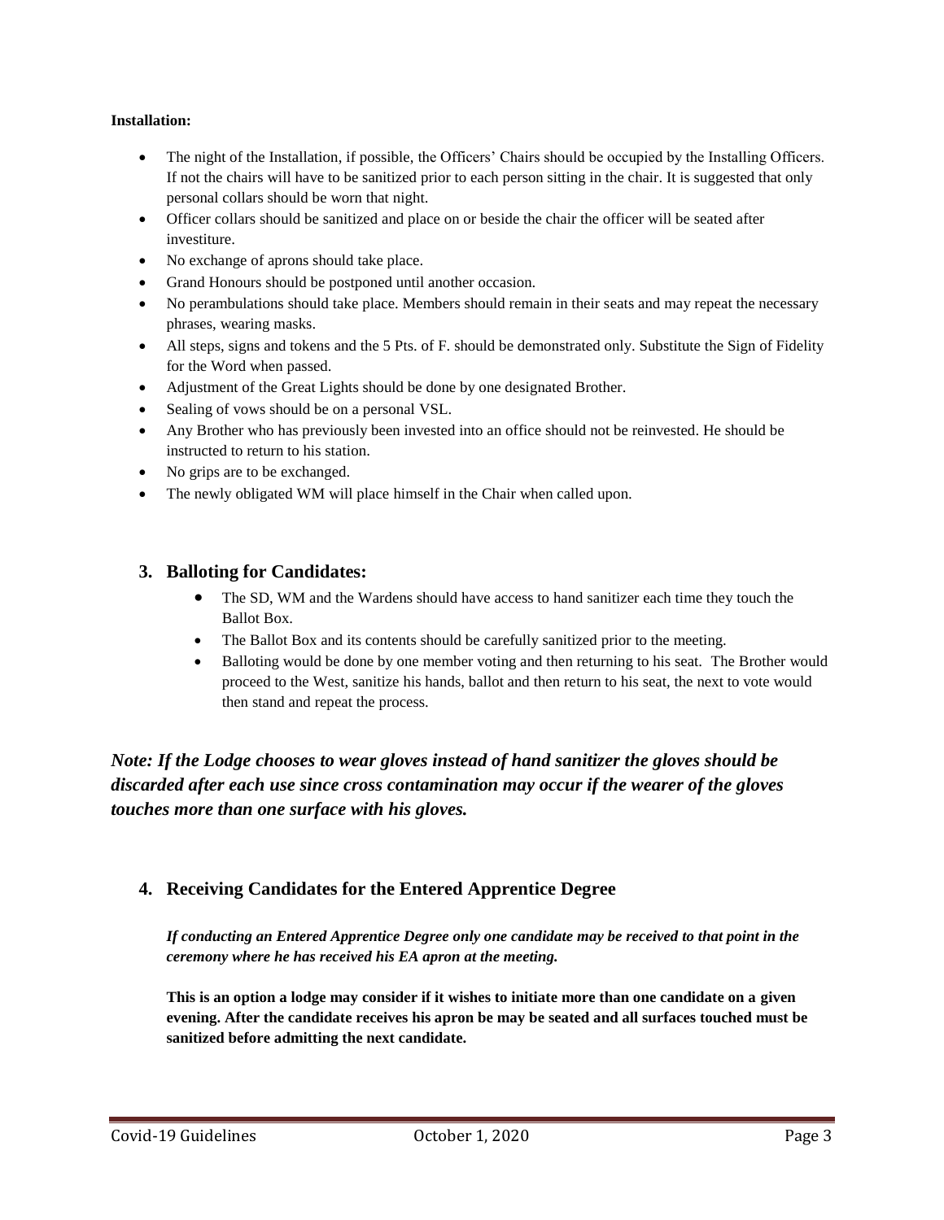**Installation:**

- The night of the Installation, if possible, the Officers' Chairs should be occupied by the Installing Officers. If not the chairs will have to be sanitized prior to each person sitting in the chair. It is suggested that only personal collars should be worn that night.
- Officer collars should be sanitized and place on or beside the chair the officer will be seated after investiture.
- No exchange of aprons should take place.
- Grand Honours should be postponed until another occasion.
- No perambulations should take place. Members should remain in their seats and may repeat the necessary phrases, wearing masks.
- All steps, signs and tokens and the 5 Pts. of F. should be demonstrated only. Substitute the Sign of Fidelity for the Word when passed.
- Adjustment of the Great Lights should be done by one designated Brother.
- Sealing of vows should be on a personal VSL.
- Any Brother who has previously been invested into an office should not be reinvested. He should be instructed to return to his station.
- No grips are to be exchanged.
- The newly obligated WM will place himself in the Chair when called upon.

## 3. Balloting for Candidates:

- The SD, WM and the Wardens should have access to hand sanitizer each time they touch the Ballot Box.
- The Ballot Box and its contents should be carefully sanitized prior to the meeting.
- Balloting would be done by one member voting and then returning to his seat. The Brother would proceed to the West, sanitize his hands, ballot and then return to his seat, the next to vote would then stand and repeat the process.

***Note: If the Lodge chooses to wear gloves instead of hand sanitizer the gloves should be discarded after each use since cross contamination may occur if the wearer of the gloves touches more than one surface with his gloves.***

## 4. Receiving Candidates for the Entered Apprentice Degree

***If conducting an Entered Apprentice Degree only one candidate may be received to that point in the ceremony where he has received his EA apron at the meeting.***

**This is an option a lodge may consider if it wishes to initiate more than one candidate on a given evening. After the candidate receives his apron be may be seated and all surfaces touched must be sanitized before admitting the next candidate.**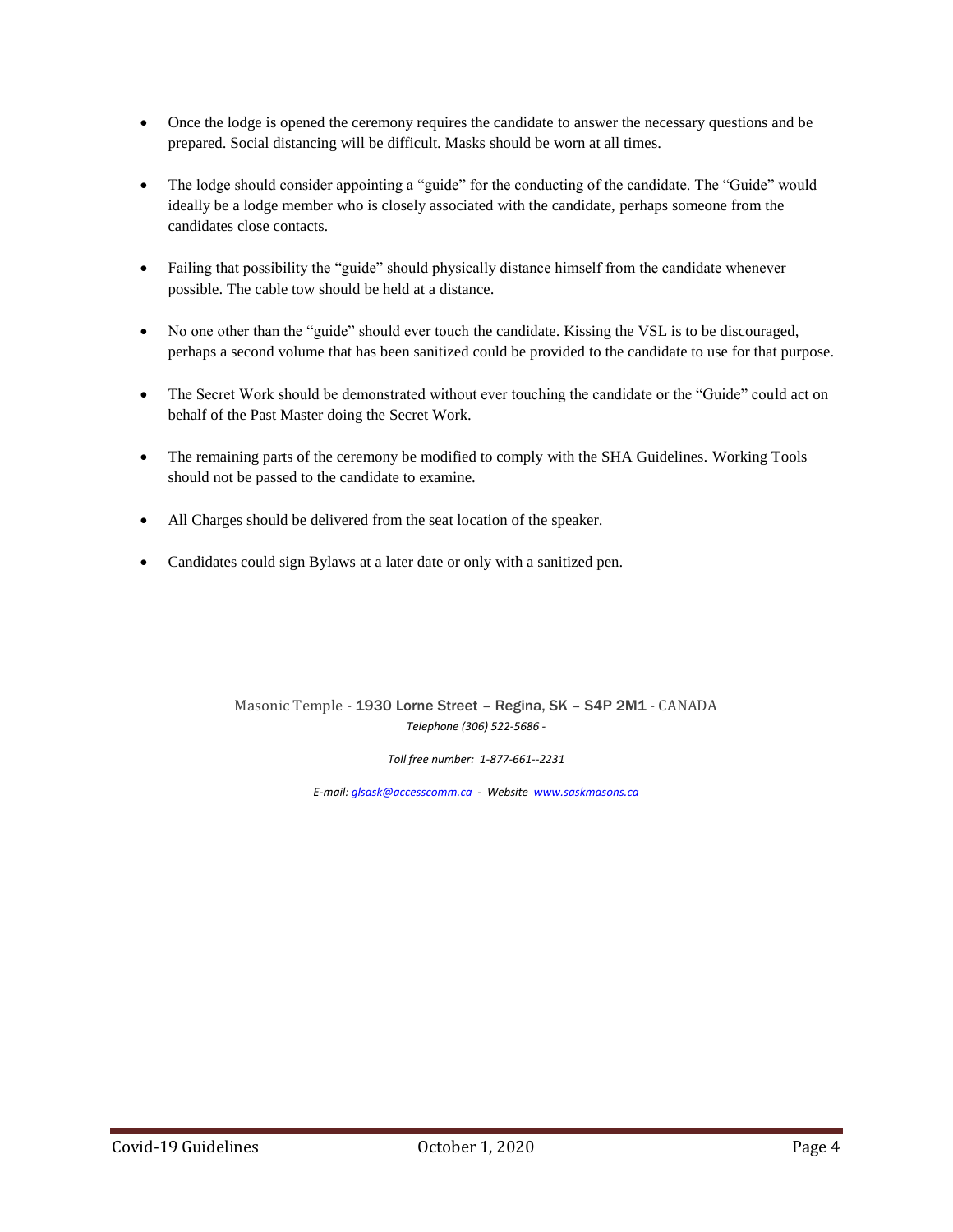- Once the lodge is opened the ceremony requires the candidate to answer the necessary questions and be prepared. Social distancing will be difficult. Masks should be worn at all times.

- The lodge should consider appointing a "guide" for the conducting of the candidate. The "Guide" would ideally be a lodge member who is closely associated with the candidate, perhaps someone from the candidates close contacts.

- Failing that possibility the "guide" should physically distance himself from the candidate whenever possible. The cable tow should be held at a distance.

- No one other than the "guide" should ever touch the candidate. Kissing the VSL is to be discouraged, perhaps a second volume that has been sanitized could be provided to the candidate to use for that purpose.

- The Secret Work should be demonstrated without ever touching the candidate or the "Guide" could act on behalf of the Past Master doing the Secret Work.

- The remaining parts of the ceremony be modified to comply with the SHA Guidelines. Working Tools should not be passed to the candidate to examine.

- All Charges should be delivered from the seat location of the speaker.

- Candidates could sign Bylaws at a later date or only with a sanitized pen.

Masonic Temple - 1930 Lorne Street – Regina, SK – S4P 2M1 - CANADA

*Telephone (306) 522-5686 -*

*Toll free number: 1-877-661--2231*

*E-mail: glsask@accesscomm.ca - Website www.saskmasons.ca*